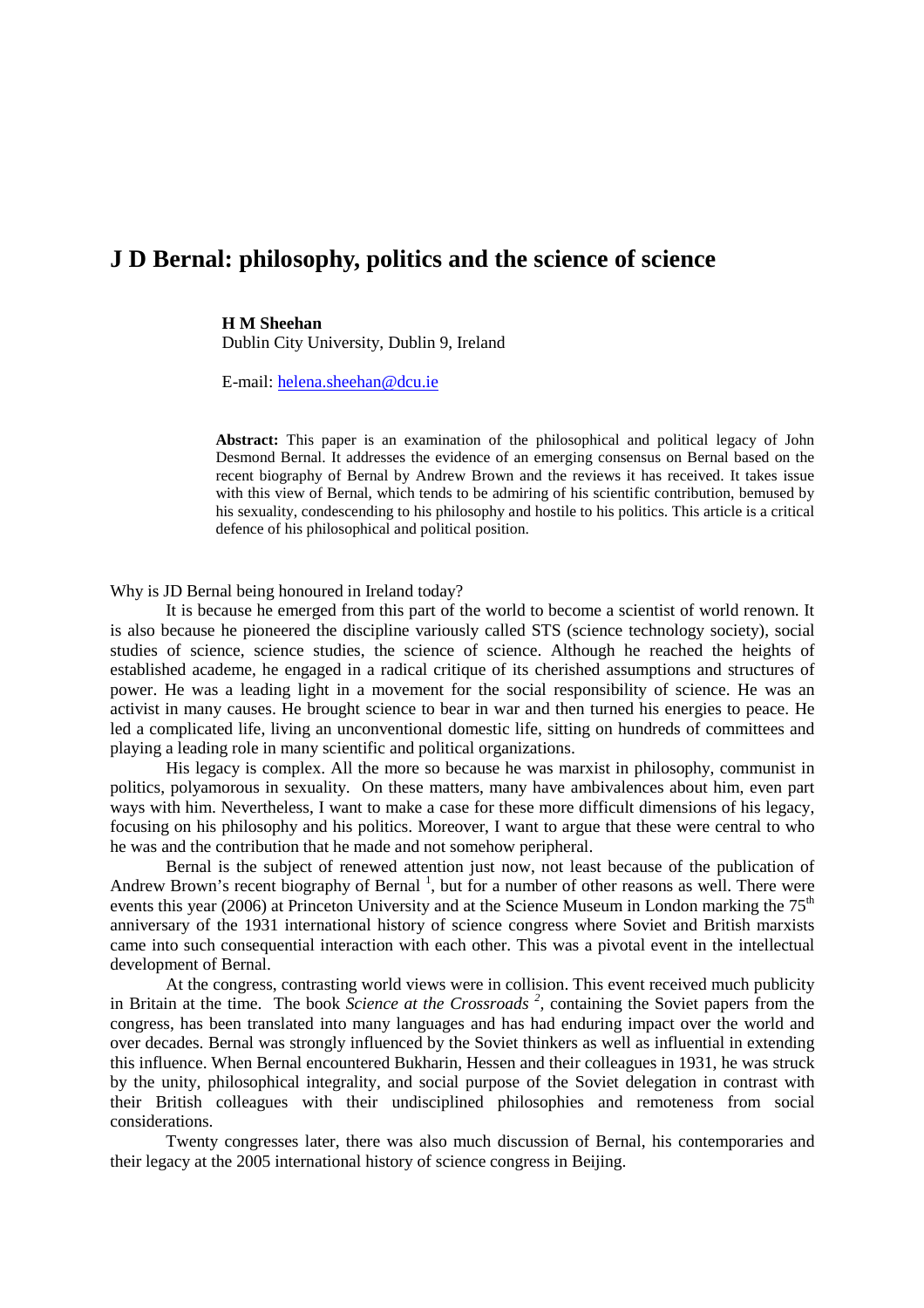# J D Bernal: philosophy, politics and the science of science

**H M Sheehan**
Dublin City University, Dublin 9, Ireland

E-mail: helena.sheehan@dcu.ie

**Abstract:** This paper is an examination of the philosophical and political legacy of John Desmond Bernal. It addresses the evidence of an emerging consensus on Bernal based on the recent biography of Bernal by Andrew Brown and the reviews it has received. It takes issue with this view of Bernal, which tends to be admiring of his scientific contribution, bemused by his sexuality, condescending to his philosophy and hostile to his politics. This article is a critical defence of his philosophical and political position.

Why is JD Bernal being honoured in Ireland today?

It is because he emerged from this part of the world to become a scientist of world renown. It is also because he pioneered the discipline variously called STS (science technology society), social studies of science, science studies, the science of science. Although he reached the heights of established academe, he engaged in a radical critique of its cherished assumptions and structures of power. He was a leading light in a movement for the social responsibility of science. He was an activist in many causes. He brought science to bear in war and then turned his energies to peace. He led a complicated life, living an unconventional domestic life, sitting on hundreds of committees and playing a leading role in many scientific and political organizations.

His legacy is complex. All the more so because he was marxist in philosophy, communist in politics, polyamorous in sexuality. On these matters, many have ambivalences about him, even part ways with him. Nevertheless, I want to make a case for these more difficult dimensions of his legacy, focusing on his philosophy and his politics. Moreover, I want to argue that these were central to who he was and the contribution that he made and not somehow peripheral.

Bernal is the subject of renewed attention just now, not least because of the publication of Andrew Brown's recent biography of Bernal [1], but for a number of other reasons as well. There were events this year (2006) at Princeton University and at the Science Museum in London marking the 75th anniversary of the 1931 international history of science congress where Soviet and British marxists came into such consequential interaction with each other. This was a pivotal event in the intellectual development of Bernal.

At the congress, contrasting world views were in collision. This event received much publicity in Britain at the time. The book *Science at the Crossroads* [2], containing the Soviet papers from the congress, has been translated into many languages and has had enduring impact over the world and over decades. Bernal was strongly influenced by the Soviet thinkers as well as influential in extending this influence. When Bernal encountered Bukharin, Hessen and their colleagues in 1931, he was struck by the unity, philosophical integrality, and social purpose of the Soviet delegation in contrast with their British colleagues with their undisciplined philosophies and remoteness from social considerations.

Twenty congresses later, there was also much discussion of Bernal, his contemporaries and their legacy at the 2005 international history of science congress in Beijing.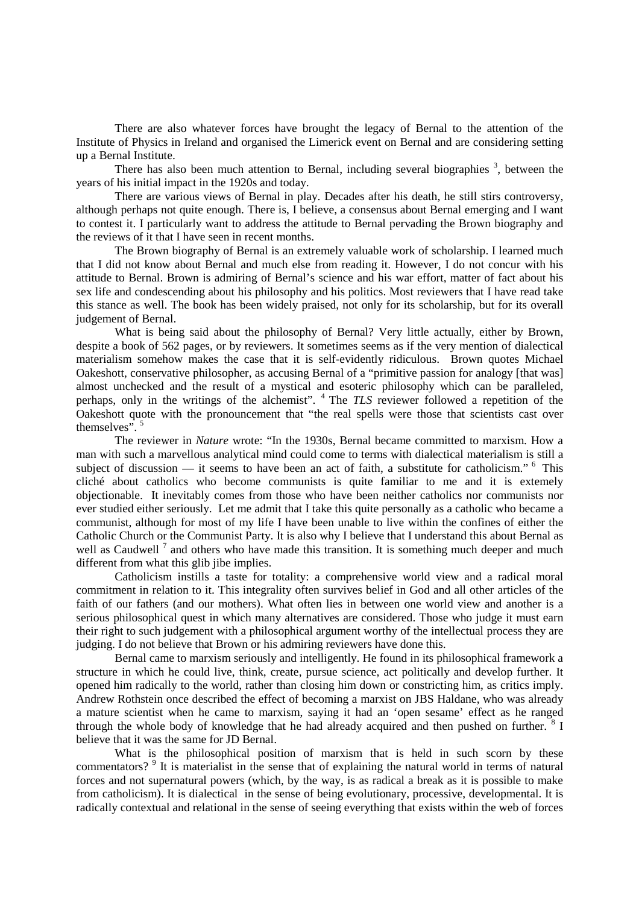There are also whatever forces have brought the legacy of Bernal to the attention of the Institute of Physics in Ireland and organised the Limerick event on Bernal and are considering setting up a Bernal Institute.

There has also been much attention to Bernal, including several biographies [3], between the years of his initial impact in the 1920s and today.

There are various views of Bernal in play. Decades after his death, he still stirs controversy, although perhaps not quite enough. There is, I believe, a consensus about Bernal emerging and I want to contest it. I particularly want to address the attitude to Bernal pervading the Brown biography and the reviews of it that I have seen in recent months.

The Brown biography of Bernal is an extremely valuable work of scholarship. I learned much that I did not know about Bernal and much else from reading it. However, I do not concur with his attitude to Bernal. Brown is admiring of Bernal's science and his war effort, matter of fact about his sex life and condescending about his philosophy and his politics. Most reviewers that I have read take this stance as well. The book has been widely praised, not only for its scholarship, but for its overall judgement of Bernal.

What is being said about the philosophy of Bernal? Very little actually, either by Brown, despite a book of 562 pages, or by reviewers. It sometimes seems as if the very mention of dialectical materialism somehow makes the case that it is self-evidently ridiculous. Brown quotes Michael Oakeshott, conservative philosopher, as accusing Bernal of a "primitive passion for analogy [that was] almost unchecked and the result of a mystical and esoteric philosophy which can be paralleled, perhaps, only in the writings of the alchemist". [4] The *TLS* reviewer followed a repetition of the Oakeshott quote with the pronouncement that "the real spells were those that scientists cast over themselves". [5]

The reviewer in *Nature* wrote: "In the 1930s, Bernal became committed to marxism. How a man with such a marvellous analytical mind could come to terms with dialectical materialism is still a subject of discussion — it seems to have been an act of faith, a substitute for catholicism." [6] This cliché about catholics who become communists is quite familiar to me and it is extemely objectionable. It inevitably comes from those who have been neither catholics nor communists nor ever studied either seriously. Let me admit that I take this quite personally as a catholic who became a communist, although for most of my life I have been unable to live within the confines of either the Catholic Church or the Communist Party. It is also why I believe that I understand this about Bernal as well as Caudwell [7] and others who have made this transition. It is something much deeper and much different from what this glib jibe implies.

Catholicism instills a taste for totality: a comprehensive world view and a radical moral commitment in relation to it. This integrality often survives belief in God and all other articles of the faith of our fathers (and our mothers). What often lies in between one world view and another is a serious philosophical quest in which many alternatives are considered. Those who judge it must earn their right to such judgement with a philosophical argument worthy of the intellectual process they are judging. I do not believe that Brown or his admiring reviewers have done this.

Bernal came to marxism seriously and intelligently. He found in its philosophical framework a structure in which he could live, think, create, pursue science, act politically and develop further. It opened him radically to the world, rather than closing him down or constricting him, as critics imply. Andrew Rothstein once described the effect of becoming a marxist on JBS Haldane, who was already a mature scientist when he came to marxism, saying it had an 'open sesame' effect as he ranged through the whole body of knowledge that he had already acquired and then pushed on further. [8] I believe that it was the same for JD Bernal.

What is the philosophical position of marxism that is held in such scorn by these commentators? [9] It is materialist in the sense that of explaining the natural world in terms of natural forces and not supernatural powers (which, by the way, is as radical a break as it is possible to make from catholicism). It is dialectical in the sense of being evolutionary, processive, developmental. It is radically contextual and relational in the sense of seeing everything that exists within the web of forces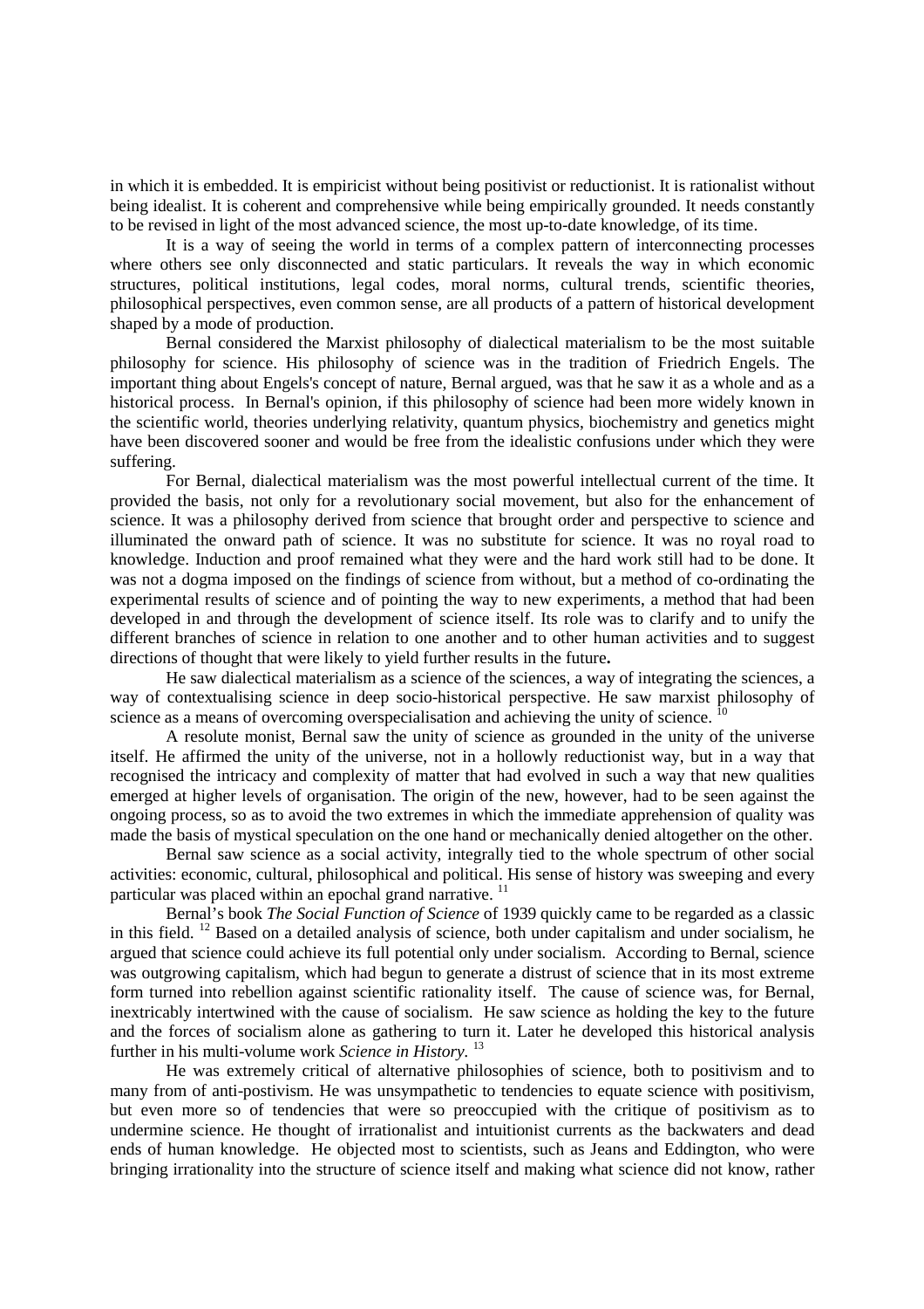in which it is embedded. It is empiricist without being positivist or reductionist. It is rationalist without being idealist. It is coherent and comprehensive while being empirically grounded. It needs constantly to be revised in light of the most advanced science, the most up-to-date knowledge, of its time.

It is a way of seeing the world in terms of a complex pattern of interconnecting processes where others see only disconnected and static particulars. It reveals the way in which economic structures, political institutions, legal codes, moral norms, cultural trends, scientific theories, philosophical perspectives, even common sense, are all products of a pattern of historical development shaped by a mode of production.

Bernal considered the Marxist philosophy of dialectical materialism to be the most suitable philosophy for science. His philosophy of science was in the tradition of Friedrich Engels. The important thing about Engels's concept of nature, Bernal argued, was that he saw it as a whole and as a historical process. In Bernal's opinion, if this philosophy of science had been more widely known in the scientific world, theories underlying relativity, quantum physics, biochemistry and genetics might have been discovered sooner and would be free from the idealistic confusions under which they were suffering.

For Bernal, dialectical materialism was the most powerful intellectual current of the time. It provided the basis, not only for a revolutionary social movement, but also for the enhancement of science. It was a philosophy derived from science that brought order and perspective to science and illuminated the onward path of science. It was no substitute for science. It was no royal road to knowledge. Induction and proof remained what they were and the hard work still had to be done. It was not a dogma imposed on the findings of science from without, but a method of co-ordinating the experimental results of science and of pointing the way to new experiments, a method that had been developed in and through the development of science itself. Its role was to clarify and to unify the different branches of science in relation to one another and to other human activities and to suggest directions of thought that were likely to yield further results in the future**.**

He saw dialectical materialism as a science of the sciences, a way of integrating the sciences, a way of contextualising science in deep socio-historical perspective. He saw marxist philosophy of science as a means of overcoming overspecialisation and achieving the unity of science. [10]

A resolute monist, Bernal saw the unity of science as grounded in the unity of the universe itself. He affirmed the unity of the universe, not in a hollowly reductionist way, but in a way that recognised the intricacy and complexity of matter that had evolved in such a way that new qualities emerged at higher levels of organisation. The origin of the new, however, had to be seen against the ongoing process, so as to avoid the two extremes in which the immediate apprehension of quality was made the basis of mystical speculation on the one hand or mechanically denied altogether on the other.

Bernal saw science as a social activity, integrally tied to the whole spectrum of other social activities: economic, cultural, philosophical and political. His sense of history was sweeping and every particular was placed within an epochal grand narrative. [11]

Bernal's book *The Social Function of Science* of 1939 quickly came to be regarded as a classic in this field. [12] Based on a detailed analysis of science, both under capitalism and under socialism, he argued that science could achieve its full potential only under socialism. According to Bernal, science was outgrowing capitalism, which had begun to generate a distrust of science that in its most extreme form turned into rebellion against scientific rationality itself. The cause of science was, for Bernal, inextricably intertwined with the cause of socialism. He saw science as holding the key to the future and the forces of socialism alone as gathering to turn it. Later he developed this historical analysis further in his multi-volume work *Science in History.* [13]

He was extremely critical of alternative philosophies of science, both to positivism and to many from of anti-postivism. He was unsympathetic to tendencies to equate science with positivism, but even more so of tendencies that were so preoccupied with the critique of positivism as to undermine science. He thought of irrationalist and intuitionist currents as the backwaters and dead ends of human knowledge. He objected most to scientists, such as Jeans and Eddington, who were bringing irrationality into the structure of science itself and making what science did not know, rather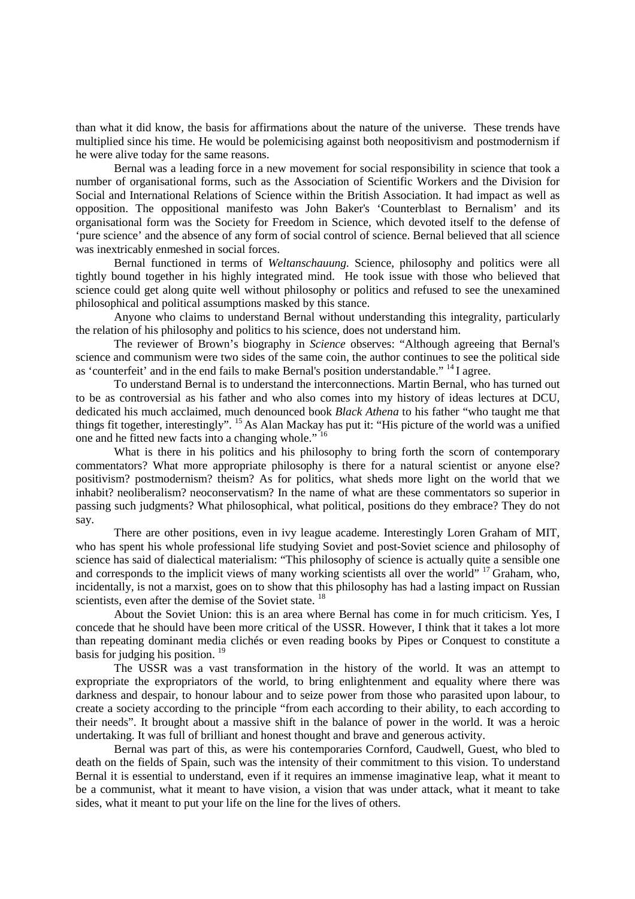than what it did know, the basis for affirmations about the nature of the universe. These trends have multiplied since his time. He would be polemicising against both neopositivism and postmodernism if he were alive today for the same reasons.

Bernal was a leading force in a new movement for social responsibility in science that took a number of organisational forms, such as the Association of Scientific Workers and the Division for Social and International Relations of Science within the British Association. It had impact as well as opposition. The oppositional manifesto was John Baker's 'Counterblast to Bernalism' and its organisational form was the Society for Freedom in Science, which devoted itself to the defense of 'pure science' and the absence of any form of social control of science. Bernal believed that all science was inextricably enmeshed in social forces.

Bernal functioned in terms of *Weltanschauung.* Science, philosophy and politics were all tightly bound together in his highly integrated mind. He took issue with those who believed that science could get along quite well without philosophy or politics and refused to see the unexamined philosophical and political assumptions masked by this stance.

Anyone who claims to understand Bernal without understanding this integrality, particularly the relation of his philosophy and politics to his science, does not understand him.

The reviewer of Brown's biography in *Science* observes: "Although agreeing that Bernal's science and communism were two sides of the same coin, the author continues to see the political side as 'counterfeit' and in the end fails to make Bernal's position understandable." [14] I agree.

To understand Bernal is to understand the interconnections. Martin Bernal, who has turned out to be as controversial as his father and who also comes into my history of ideas lectures at DCU, dedicated his much acclaimed, much denounced book *Black Athena* to his father "who taught me that things fit together, interestingly". [15] As Alan Mackay has put it: "His picture of the world was a unified one and he fitted new facts into a changing whole." [16]

What is there in his politics and his philosophy to bring forth the scorn of contemporary commentators? What more appropriate philosophy is there for a natural scientist or anyone else? positivism? postmodernism? theism? As for politics, what sheds more light on the world that we inhabit? neoliberalism? neoconservatism? In the name of what are these commentators so superior in passing such judgments? What philosophical, what political, positions do they embrace? They do not say.

There are other positions, even in ivy league academe. Interestingly Loren Graham of MIT, who has spent his whole professional life studying Soviet and post-Soviet science and philosophy of science has said of dialectical materialism: "This philosophy of science is actually quite a sensible one and corresponds to the implicit views of many working scientists all over the world" [17] Graham, who, incidentally, is not a marxist, goes on to show that this philosophy has had a lasting impact on Russian scientists, even after the demise of the Soviet state. [18]

About the Soviet Union: this is an area where Bernal has come in for much criticism. Yes, I concede that he should have been more critical of the USSR. However, I think that it takes a lot more than repeating dominant media clichés or even reading books by Pipes or Conquest to constitute a basis for judging his position. [19]

The USSR was a vast transformation in the history of the world. It was an attempt to expropriate the expropriators of the world, to bring enlightenment and equality where there was darkness and despair, to honour labour and to seize power from those who parasited upon labour, to create a society according to the principle "from each according to their ability, to each according to their needs". It brought about a massive shift in the balance of power in the world. It was a heroic undertaking. It was full of brilliant and honest thought and brave and generous activity.

Bernal was part of this, as were his contemporaries Cornford, Caudwell, Guest, who bled to death on the fields of Spain, such was the intensity of their commitment to this vision. To understand Bernal it is essential to understand, even if it requires an immense imaginative leap, what it meant to be a communist, what it meant to have vision, a vision that was under attack, what it meant to take sides, what it meant to put your life on the line for the lives of others.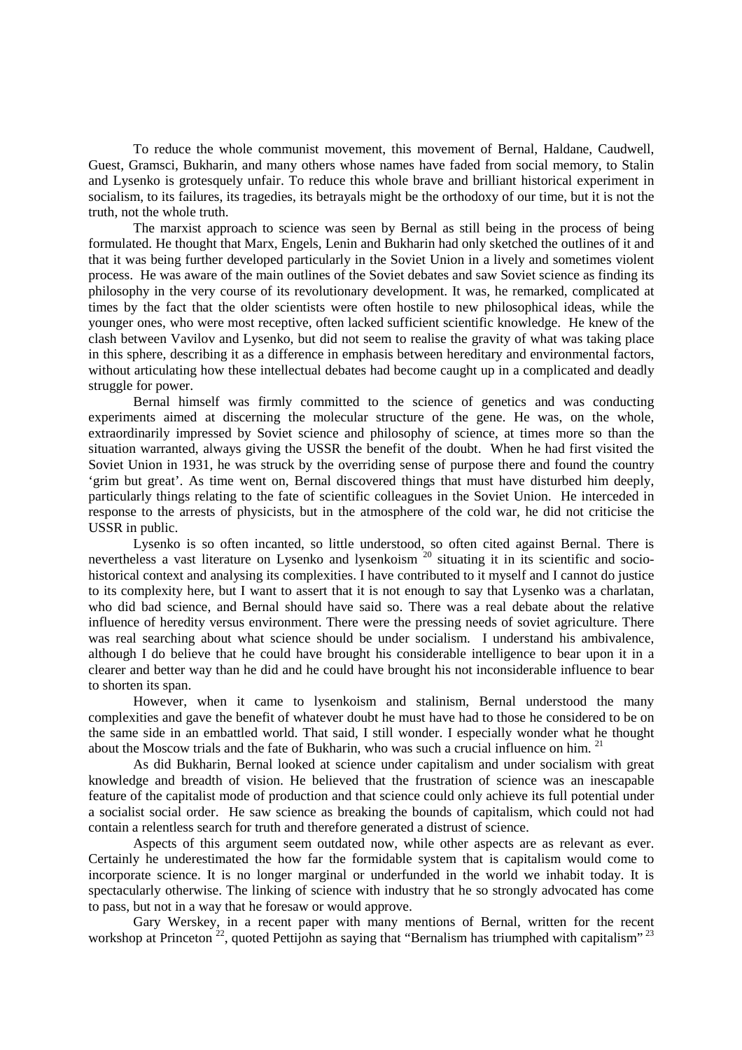To reduce the whole communist movement, this movement of Bernal, Haldane, Caudwell, Guest, Gramsci, Bukharin, and many others whose names have faded from social memory, to Stalin and Lysenko is grotesquely unfair. To reduce this whole brave and brilliant historical experiment in socialism, to its failures, its tragedies, its betrayals might be the orthodoxy of our time, but it is not the truth, not the whole truth.

The marxist approach to science was seen by Bernal as still being in the process of being formulated. He thought that Marx, Engels, Lenin and Bukharin had only sketched the outlines of it and that it was being further developed particularly in the Soviet Union in a lively and sometimes violent process. He was aware of the main outlines of the Soviet debates and saw Soviet science as finding its philosophy in the very course of its revolutionary development. It was, he remarked, complicated at times by the fact that the older scientists were often hostile to new philosophical ideas, while the younger ones, who were most receptive, often lacked sufficient scientific knowledge. He knew of the clash between Vavilov and Lysenko, but did not seem to realise the gravity of what was taking place in this sphere, describing it as a difference in emphasis between hereditary and environmental factors, without articulating how these intellectual debates had become caught up in a complicated and deadly struggle for power.

Bernal himself was firmly committed to the science of genetics and was conducting experiments aimed at discerning the molecular structure of the gene. He was, on the whole, extraordinarily impressed by Soviet science and philosophy of science, at times more so than the situation warranted, always giving the USSR the benefit of the doubt. When he had first visited the Soviet Union in 1931, he was struck by the overriding sense of purpose there and found the country 'grim but great'. As time went on, Bernal discovered things that must have disturbed him deeply, particularly things relating to the fate of scientific colleagues in the Soviet Union. He interceded in response to the arrests of physicists, but in the atmosphere of the cold war, he did not criticise the USSR in public.

Lysenko is so often incanted, so little understood, so often cited against Bernal. There is nevertheless a vast literature on Lysenko and lysenkoism [20] situating it in its scientific and socio-historical context and analysing its complexities. I have contributed to it myself and I cannot do justice to its complexity here, but I want to assert that it is not enough to say that Lysenko was a charlatan, who did bad science, and Bernal should have said so. There was a real debate about the relative influence of heredity versus environment. There were the pressing needs of soviet agriculture. There was real searching about what science should be under socialism. I understand his ambivalence, although I do believe that he could have brought his considerable intelligence to bear upon it in a clearer and better way than he did and he could have brought his not inconsiderable influence to bear to shorten its span.

However, when it came to lysenkoism and stalinism, Bernal understood the many complexities and gave the benefit of whatever doubt he must have had to those he considered to be on the same side in an embattled world. That said, I still wonder. I especially wonder what he thought about the Moscow trials and the fate of Bukharin, who was such a crucial influence on him. [21]

As did Bukharin, Bernal looked at science under capitalism and under socialism with great knowledge and breadth of vision. He believed that the frustration of science was an inescapable feature of the capitalist mode of production and that science could only achieve its full potential under a socialist social order. He saw science as breaking the bounds of capitalism, which could not had contain a relentless search for truth and therefore generated a distrust of science.

Aspects of this argument seem outdated now, while other aspects are as relevant as ever. Certainly he underestimated the how far the formidable system that is capitalism would come to incorporate science. It is no longer marginal or underfunded in the world we inhabit today. It is spectacularly otherwise. The linking of science with industry that he so strongly advocated has come to pass, but not in a way that he foresaw or would approve.

Gary Werskey, in a recent paper with many mentions of Bernal, written for the recent workshop at Princeton [22], quoted Pettijohn as saying that "Bernalism has triumphed with capitalism" [23]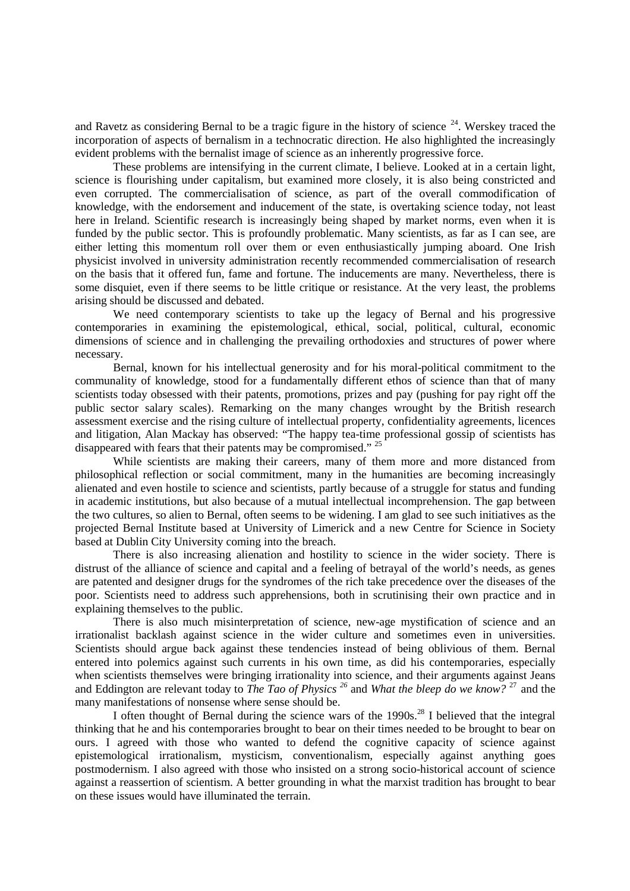and Ravetz as considering Bernal to be a tragic figure in the history of science [24]. Werskey traced the incorporation of aspects of bernalism in a technocratic direction. He also highlighted the increasingly evident problems with the bernalist image of science as an inherently progressive force.

These problems are intensifying in the current climate, I believe. Looked at in a certain light, science is flourishing under capitalism, but examined more closely, it is also being constricted and even corrupted. The commercialisation of science, as part of the overall commodification of knowledge, with the endorsement and inducement of the state, is overtaking science today, not least here in Ireland. Scientific research is increasingly being shaped by market norms, even when it is funded by the public sector. This is profoundly problematic. Many scientists, as far as I can see, are either letting this momentum roll over them or even enthusiastically jumping aboard. One Irish physicist involved in university administration recently recommended commercialisation of research on the basis that it offered fun, fame and fortune. The inducements are many. Nevertheless, there is some disquiet, even if there seems to be little critique or resistance. At the very least, the problems arising should be discussed and debated.

We need contemporary scientists to take up the legacy of Bernal and his progressive contemporaries in examining the epistemological, ethical, social, political, cultural, economic dimensions of science and in challenging the prevailing orthodoxies and structures of power where necessary.

Bernal, known for his intellectual generosity and for his moral-political commitment to the communality of knowledge, stood for a fundamentally different ethos of science than that of many scientists today obsessed with their patents, promotions, prizes and pay (pushing for pay right off the public sector salary scales). Remarking on the many changes wrought by the British research assessment exercise and the rising culture of intellectual property, confidentiality agreements, licences and litigation, Alan Mackay has observed: "The happy tea-time professional gossip of scientists has disappeared with fears that their patents may be compromised." [25]

While scientists are making their careers, many of them more and more distanced from philosophical reflection or social commitment, many in the humanities are becoming increasingly alienated and even hostile to science and scientists, partly because of a struggle for status and funding in academic institutions, but also because of a mutual intellectual incomprehension. The gap between the two cultures, so alien to Bernal, often seems to be widening. I am glad to see such initiatives as the projected Bernal Institute based at University of Limerick and a new Centre for Science in Society based at Dublin City University coming into the breach.

There is also increasing alienation and hostility to science in the wider society. There is distrust of the alliance of science and capital and a feeling of betrayal of the world's needs, as genes are patented and designer drugs for the syndromes of the rich take precedence over the diseases of the poor. Scientists need to address such apprehensions, both in scrutinising their own practice and in explaining themselves to the public.

There is also much misinterpretation of science, new-age mystification of science and an irrationalist backlash against science in the wider culture and sometimes even in universities. Scientists should argue back against these tendencies instead of being oblivious of them. Bernal entered into polemics against such currents in his own time, as did his contemporaries, especially when scientists themselves were bringing irrationality into science, and their arguments against Jeans and Eddington are relevant today to *The Tao of Physics* [26] and *What the bleep do we know?* [27] and the many manifestations of nonsense where sense should be.

I often thought of Bernal during the science wars of the 1990s.[28] I believed that the integral thinking that he and his contemporaries brought to bear on their times needed to be brought to bear on ours. I agreed with those who wanted to defend the cognitive capacity of science against epistemological irrationalism, mysticism, conventionalism, especially against anything goes postmodernism. I also agreed with those who insisted on a strong socio-historical account of science against a reassertion of scientism. A better grounding in what the marxist tradition has brought to bear on these issues would have illuminated the terrain.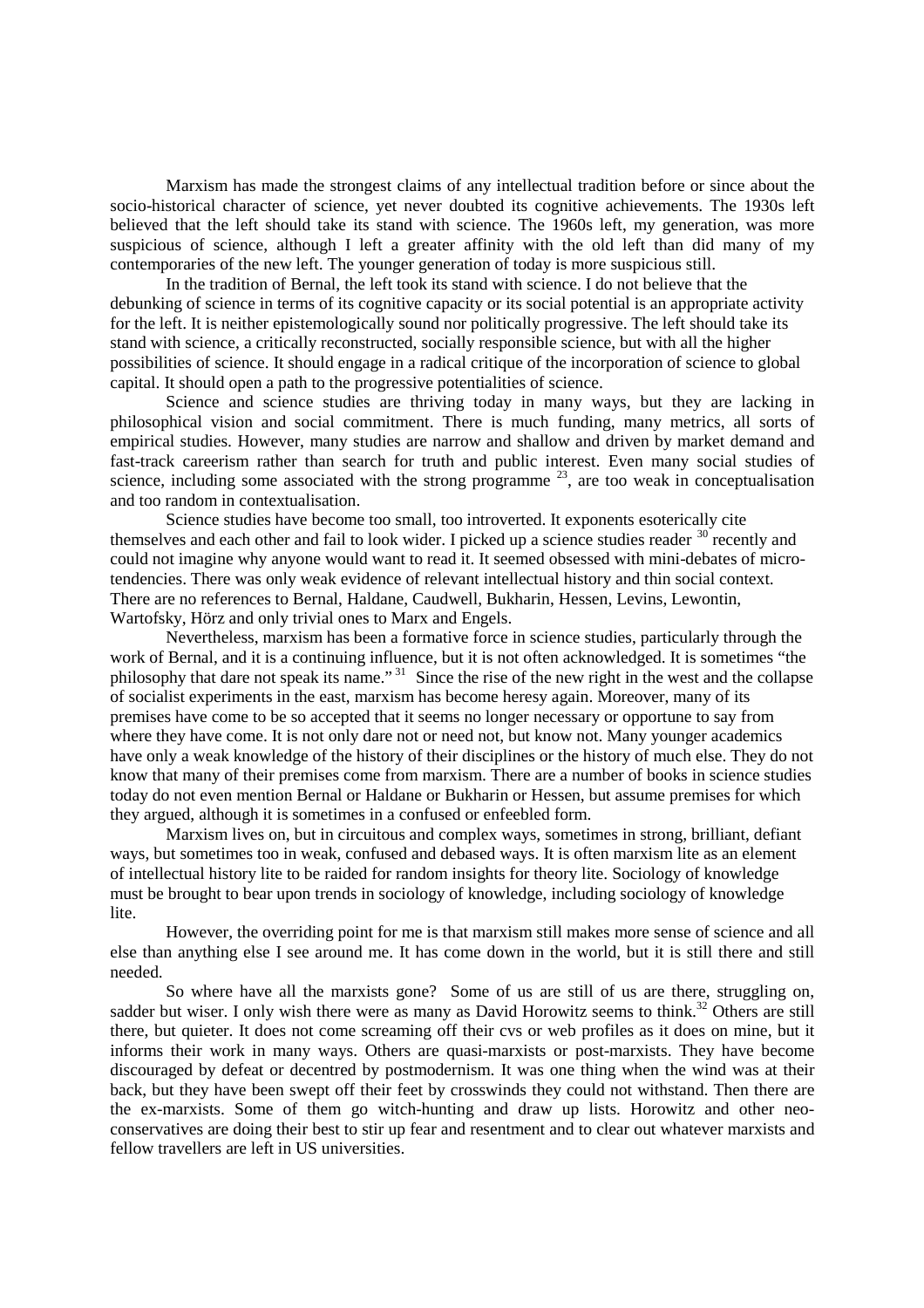Marxism has made the strongest claims of any intellectual tradition before or since about the socio-historical character of science, yet never doubted its cognitive achievements. The 1930s left believed that the left should take its stand with science. The 1960s left, my generation, was more suspicious of science, although I left a greater affinity with the old left than did many of my contemporaries of the new left. The younger generation of today is more suspicious still.

In the tradition of Bernal, the left took its stand with science. I do not believe that the debunking of science in terms of its cognitive capacity or its social potential is an appropriate activity for the left. It is neither epistemologically sound nor politically progressive. The left should take its stand with science, a critically reconstructed, socially responsible science, but with all the higher possibilities of science. It should engage in a radical critique of the incorporation of science to global capital. It should open a path to the progressive potentialities of science.

Science and science studies are thriving today in many ways, but they are lacking in philosophical vision and social commitment. There is much funding, many metrics, all sorts of empirical studies. However, many studies are narrow and shallow and driven by market demand and fast-track careerism rather than search for truth and public interest. Even many social studies of science, including some associated with the strong programme [23], are too weak in conceptualisation and too random in contextualisation.

Science studies have become too small, too introverted. It exponents esoterically cite themselves and each other and fail to look wider. I picked up a science studies reader [30] recently and could not imagine why anyone would want to read it. It seemed obsessed with mini-debates of micro-tendencies. There was only weak evidence of relevant intellectual history and thin social context. There are no references to Bernal, Haldane, Caudwell, Bukharin, Hessen, Levins, Lewontin, Wartofsky, Hörz and only trivial ones to Marx and Engels.

Nevertheless, marxism has been a formative force in science studies, particularly through the work of Bernal, and it is a continuing influence, but it is not often acknowledged. It is sometimes "the philosophy that dare not speak its name." [31] Since the rise of the new right in the west and the collapse of socialist experiments in the east, marxism has become heresy again. Moreover, many of its premises have come to be so accepted that it seems no longer necessary or opportune to say from where they have come. It is not only dare not or need not, but know not. Many younger academics have only a weak knowledge of the history of their disciplines or the history of much else. They do not know that many of their premises come from marxism. There are a number of books in science studies today do not even mention Bernal or Haldane or Bukharin or Hessen, but assume premises for which they argued, although it is sometimes in a confused or enfeebled form.

Marxism lives on, but in circuitous and complex ways, sometimes in strong, brilliant, defiant ways, but sometimes too in weak, confused and debased ways. It is often marxism lite as an element of intellectual history lite to be raided for random insights for theory lite. Sociology of knowledge must be brought to bear upon trends in sociology of knowledge, including sociology of knowledge lite.

However, the overriding point for me is that marxism still makes more sense of science and all else than anything else I see around me. It has come down in the world, but it is still there and still needed.

So where have all the marxists gone? Some of us are still of us are there, struggling on, sadder but wiser. I only wish there were as many as David Horowitz seems to think.[32] Others are still there, but quieter. It does not come screaming off their cvs or web profiles as it does on mine, but it informs their work in many ways. Others are quasi-marxists or post-marxists. They have become discouraged by defeat or decentred by postmodernism. It was one thing when the wind was at their back, but they have been swept off their feet by crosswinds they could not withstand. Then there are the ex-marxists. Some of them go witch-hunting and draw up lists. Horowitz and other neo-conservatives are doing their best to stir up fear and resentment and to clear out whatever marxists and fellow travellers are left in US universities.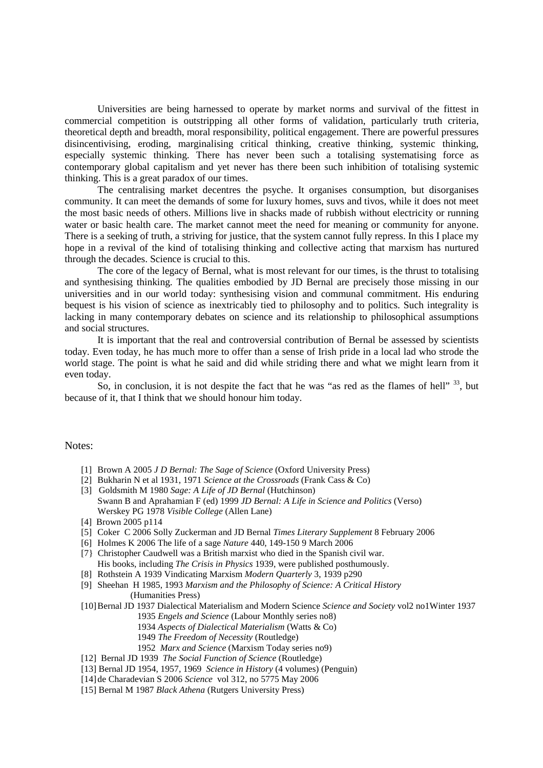Universities are being harnessed to operate by market norms and survival of the fittest in commercial competition is outstripping all other forms of validation, particularly truth criteria, theoretical depth and breadth, moral responsibility, political engagement. There are powerful pressures disincentivising, eroding, marginalising critical thinking, creative thinking, systemic thinking, especially systemic thinking. There has never been such a totalising systematising force as contemporary global capitalism and yet never has there been such inhibition of totalising systemic thinking. This is a great paradox of our times.

The centralising market decentres the psyche. It organises consumption, but disorganises community. It can meet the demands of some for luxury homes, suvs and tivos, while it does not meet the most basic needs of others. Millions live in shacks made of rubbish without electricity or running water or basic health care. The market cannot meet the need for meaning or community for anyone. There is a seeking of truth, a striving for justice, that the system cannot fully repress. In this I place my hope in a revival of the kind of totalising thinking and collective acting that marxism has nurtured through the decades. Science is crucial to this.

The core of the legacy of Bernal, what is most relevant for our times, is the thrust to totalising and synthesising thinking. The qualities embodied by JD Bernal are precisely those missing in our universities and in our world today: synthesising vision and communal commitment. His enduring bequest is his vision of science as inextricably tied to philosophy and to politics. Such integrality is lacking in many contemporary debates on science and its relationship to philosophical assumptions and social structures.

It is important that the real and controversial contribution of Bernal be assessed by scientists today. Even today, he has much more to offer than a sense of Irish pride in a local lad who strode the world stage. The point is what he said and did while striding there and what we might learn from it even today.

So, in conclusion, it is not despite the fact that he was "as red as the flames of hell" [33], but because of it, that I think that we should honour him today.

Notes:

[1] Brown A 2005 *J D Bernal: The Sage of Science* (Oxford University Press)
[2] Bukharin N et al 1931, 1971 *Science at the Crossroads* (Frank Cass & Co)
[3] Goldsmith M 1980 *Sage: A Life of JD Bernal* (Hutchinson)
Swann B and Aprahamian F (ed) 1999 *JD Bernal: A Life in Science and Politics* (Verso)
Werskey PG 1978 *Visible College* (Allen Lane)
[4] Brown 2005 p114
[5] Coker C 2006 Solly Zuckerman and JD Bernal *Times Literary Supplement* 8 February 2006
[6] Holmes K 2006 The life of a sage *Nature* 440, 149-150 9 March 2006
[7} Christopher Caudwell was a British marxist who died in the Spanish civil war.
His books, including *The Crisis in Physics* 1939, were published posthumously.
[8] Rothstein A 1939 Vindicating Marxism *Modern Quarterly* 3, 1939 p290
[9] Sheehan H 1985, 1993 *Marxism and the Philosophy of Science: A Critical History* (Humanities Press)
[10] Bernal JD 1937 Dialectical Materialism and Modern Science *Science and Society* vol2 no1Winter 1937
1935 *Engels and Science* (Labour Monthly series no8)
1934 *Aspects of Dialectical Materialism* (Watts & Co)
1949 *The Freedom of Necessity* (Routledge)
1952 *Marx and Science* (Marxism Today series no9)
[12] Bernal JD 1939 *The Social Function of Science* (Routledge)
[13] Bernal JD 1954, 1957, 1969 *Science in History* (4 volumes) (Penguin)
[14] de Charadevian S 2006 *Science* vol 312, no 5775 May 2006
[15] Bernal M 1987 *Black Athena* (Rutgers University Press)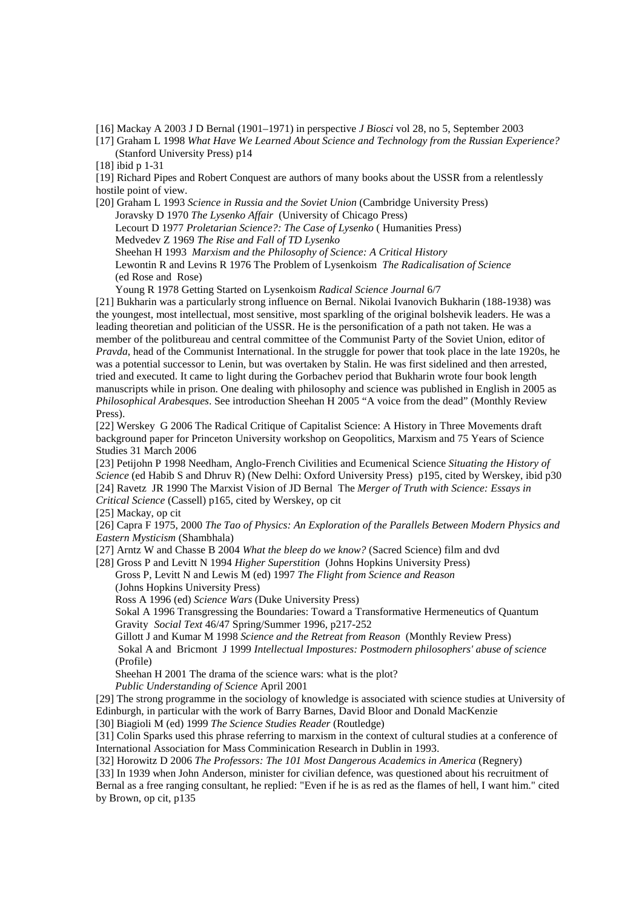[16] Mackay A 2003 J D Bernal (1901–1971) in perspective *J Biosci* vol 28, no 5, September 2003

[17] Graham L 1998 *What Have We Learned About Science and Technology from the Russian Experience?* (Stanford University Press) p14

[18] ibid p 1-31

[19] Richard Pipes and Robert Conquest are authors of many books about the USSR from a relentlessly hostile point of view.

[20] Graham L 1993 *Science in Russia and the Soviet Union* (Cambridge University Press)
Joravsky D 1970 *The Lysenko Affair* (University of Chicago Press)
Lecourt D 1977 *Proletarian Science?: The Case of Lysenko* ( Humanities Press)
Medvedev Z 1969 *The Rise and Fall of TD Lysenko*
Sheehan H 1993 *Marxism and the Philosophy of Science: A Critical History*
Lewontin R and Levins R 1976 The Problem of Lysenkoism *The Radicalisation of Science* (ed Rose and Rose)
Young R 1978 Getting Started on Lysenkoism *Radical Science Journal* 6/7

[21] Bukharin was a particularly strong influence on Bernal. Nikolai Ivanovich Bukharin (188-1938) was the youngest, most intellectual, most sensitive, most sparkling of the original bolshevik leaders. He was a leading theoretian and politician of the USSR. He is the personification of a path not taken. He was a member of the politbureau and central committee of the Communist Party of the Soviet Union, editor of *Pravda*, head of the Communist International. In the struggle for power that took place in the late 1920s, he was a potential successor to Lenin, but was overtaken by Stalin. He was first sidelined and then arrested, tried and executed. It came to light during the Gorbachev period that Bukharin wrote four book length manuscripts while in prison. One dealing with philosophy and science was published in English in 2005 as *Philosophical Arabesques*. See introduction Sheehan H 2005 "A voice from the dead" (Monthly Review Press).

[22] Werskey G 2006 The Radical Critique of Capitalist Science: A History in Three Movements draft background paper for Princeton University workshop on Geopolitics, Marxism and 75 Years of Science Studies 31 March 2006

[23] Petijohn P 1998 Needham, Anglo-French Civilities and Ecumenical Science *Situating the History of Science* (ed Habib S and Dhruv R) (New Delhi: Oxford University Press) p195, cited by Werskey, ibid p30

[24] Ravetz JR 1990 The Marxist Vision of JD Bernal The *Merger of Truth with Science: Essays in Critical Science* (Cassell) p165, cited by Werskey, op cit

[25] Mackay, op cit

[26] Capra F 1975, 2000 *The Tao of Physics: An Exploration of the Parallels Between Modern Physics and Eastern Mysticism* (Shambhala)

[27] Arntz W and Chasse B 2004 *What the bleep do we know?* (Sacred Science) film and dvd

[28] Gross P and Levitt N 1994 *Higher Superstition* (Johns Hopkins University Press)
Gross P, Levitt N and Lewis M (ed) 1997 *The Flight from Science and Reason* (Johns Hopkins University Press)
Ross A 1996 (ed) *Science Wars* (Duke University Press)
Sokal A 1996 Transgressing the Boundaries: Toward a Transformative Hermeneutics of Quantum Gravity *Social Text* 46/47 Spring/Summer 1996, p217-252
Gillott J and Kumar M 1998 *Science and the Retreat from Reason* (Monthly Review Press)
Sokal A and Bricmont J 1999 *Intellectual Impostures: Postmodern philosophers' abuse of science* (Profile)
Sheehan H 2001 The drama of the science wars: what is the plot? *Public Understanding of Science* April 2001

[29] The strong programme in the sociology of knowledge is associated with science studies at University of Edinburgh, in particular with the work of Barry Barnes, David Bloor and Donald MacKenzie

[30] Biagioli M (ed) 1999 *The Science Studies Reader* (Routledge)

[31] Colin Sparks used this phrase referring to marxism in the context of cultural studies at a conference of International Association for Mass Comminication Research in Dublin in 1993.

[32] Horowitz D 2006 *The Professors: The 101 Most Dangerous Academics in America* (Regnery)

[33] In 1939 when John Anderson, minister for civilian defence, was questioned about his recruitment of Bernal as a free ranging consultant, he replied: "Even if he is as red as the flames of hell, I want him." cited by Brown, op cit, p135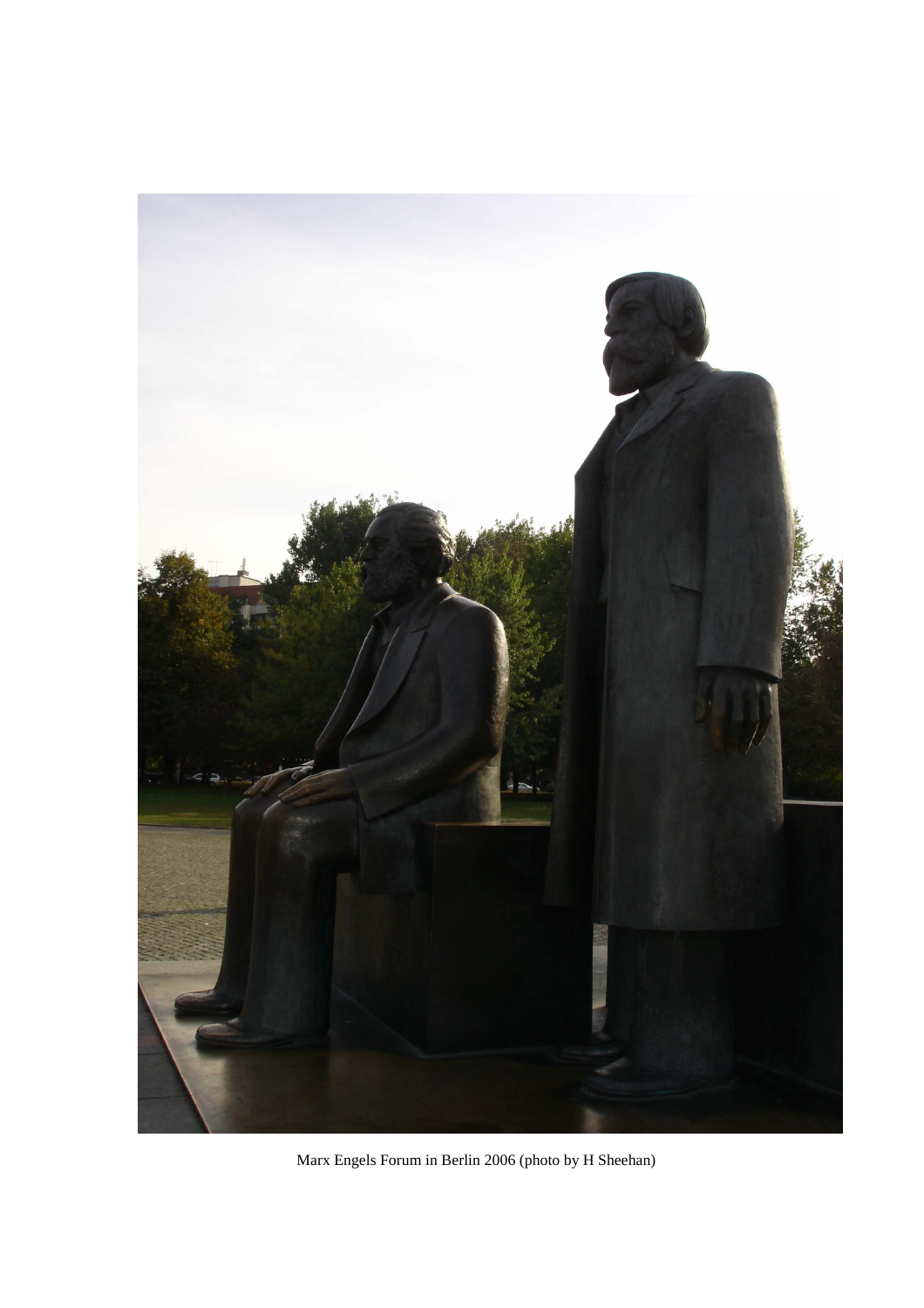Marx Engels Forum in Berlin 2006 (photo by H Sheehan)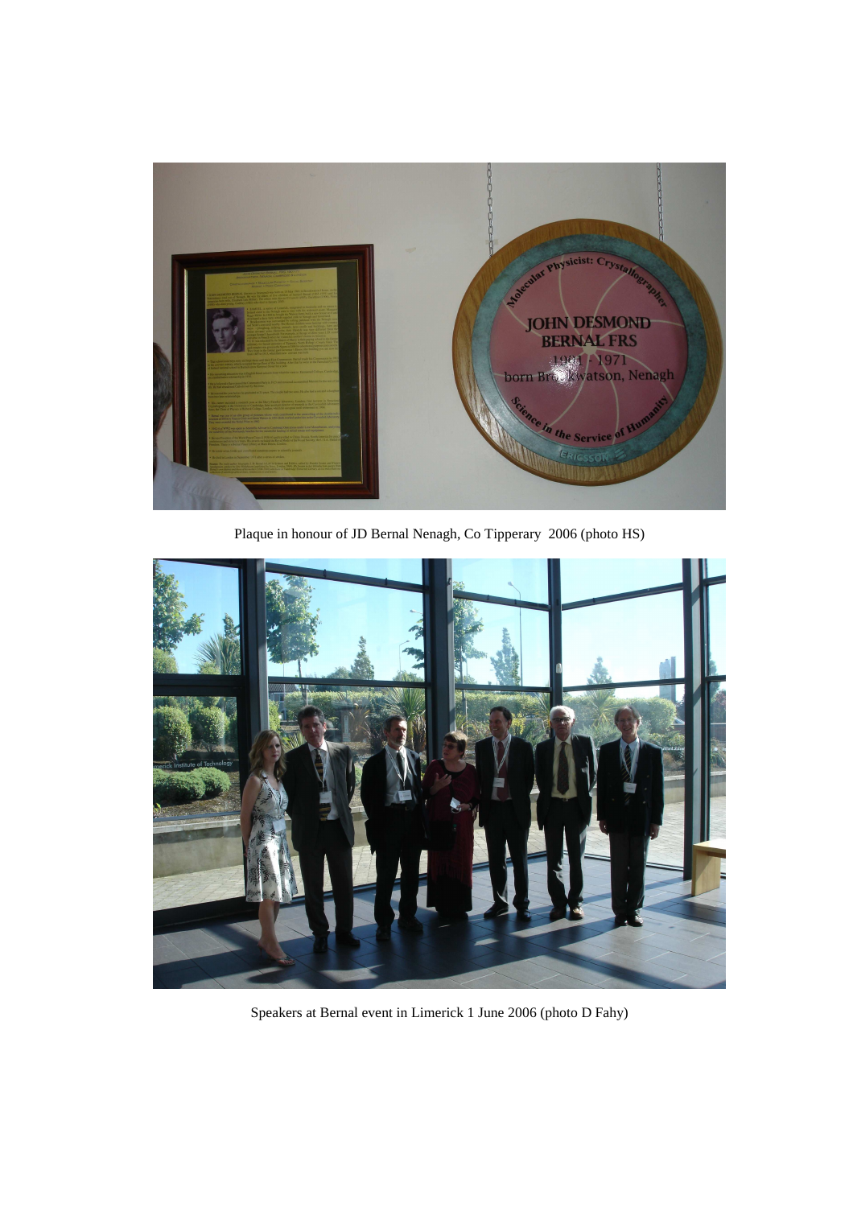Plaque in honour of JD Bernal Nenagh, Co Tipperary 2006 (photo HS)

Speakers at Bernal event in Limerick 1 June 2006 (photo D Fahy)